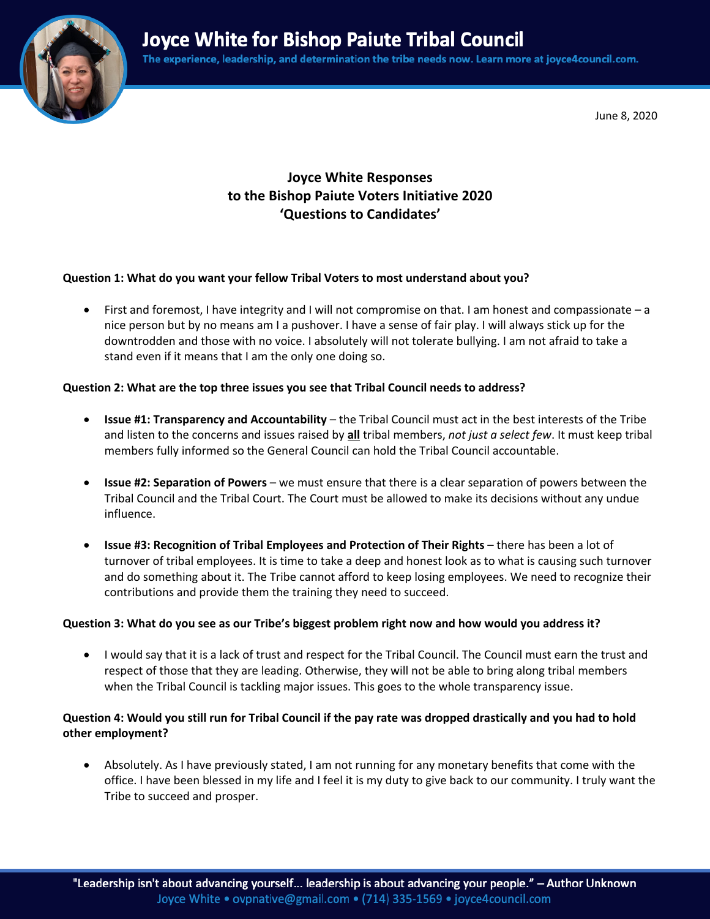# Joyce White for Bishop Paiute Tribal Council

**The experience, leadership, and determination the tribe needs now. Learn more at joyce4council.com.**

June 8, 2020

## Joyce White Responses to the Bishop Paiute Voters Initiative 2020 'Questions to Candidates'

**Question 1: What do you want your fellow Tribal Voters to most understand about you?**

- First and foremost, I have integrity and I will not compromise on that. I am honest and compassionate – a nice person but by no means am I a pushover. I have a sense of fair play. I will always stick up for the downtrodden and those with no voice. I absolutely will not tolerate bullying. I am not afraid to take a stand even if it means that I am the only one doing so.

**Question 2: What are the top three issues you see that Tribal Council needs to address?**

- **Issue #1: Transparency and Accountability** – the Tribal Council must act in the best interests of the Tribe and listen to the concerns and issues raised by **<u>all</u>** tribal members, *not just a select few*. It must keep tribal members fully informed so the General Council can hold the Tribal Council accountable.

- **Issue #2: Separation of Powers** – we must ensure that there is a clear separation of powers between the Tribal Council and the Tribal Court. The Court must be allowed to make its decisions without any undue influence.

- **Issue #3: Recognition of Tribal Employees and Protection of Their Rights** – there has been a lot of turnover of tribal employees. It is time to take a deep and honest look as to what is causing such turnover and do something about it. The Tribe cannot afford to keep losing employees. We need to recognize their contributions and provide them the training they need to succeed.

**Question 3: What do you see as our Tribe's biggest problem right now and how would you address it?**

- I would say that it is a lack of trust and respect for the Tribal Council. The Council must earn the trust and respect of those that they are leading. Otherwise, they will not be able to bring along tribal members when the Tribal Council is tackling major issues. This goes to the whole transparency issue.

**Question 4: Would you still run for Tribal Council if the pay rate was dropped drastically and you had to hold other employment?**

- Absolutely. As I have previously stated, I am not running for any monetary benefits that come with the office. I have been blessed in my life and I feel it is my duty to give back to our community. I truly want the Tribe to succeed and prosper.

"Leadership isn't about advancing yourself... leadership is about advancing your people." – Author Unknown

Joyce White • ovpnative@gmail.com • (714) 335-1569 • joyce4council.com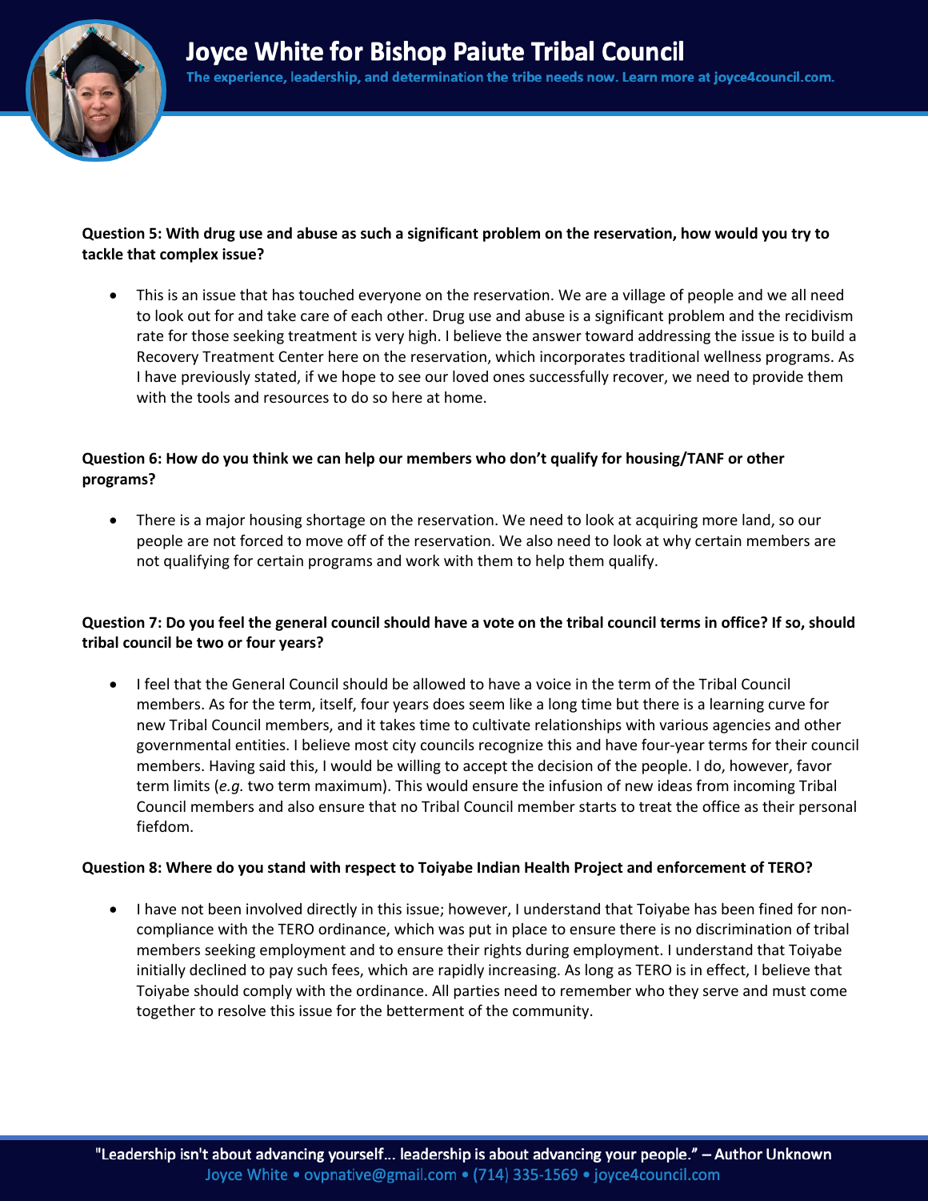**Question 5: With drug use and abuse as such a significant problem on the reservation, how would you try to tackle that complex issue?**

- This is an issue that has touched everyone on the reservation. We are a village of people and we all need to look out for and take care of each other. Drug use and abuse is a significant problem and the recidivism rate for those seeking treatment is very high. I believe the answer toward addressing the issue is to build a Recovery Treatment Center here on the reservation, which incorporates traditional wellness programs. As I have previously stated, if we hope to see our loved ones successfully recover, we need to provide them with the tools and resources to do so here at home.

**Question 6: How do you think we can help our members who don't qualify for housing/TANF or other programs?**

- There is a major housing shortage on the reservation. We need to look at acquiring more land, so our people are not forced to move off of the reservation. We also need to look at why certain members are not qualifying for certain programs and work with them to help them qualify.

**Question 7: Do you feel the general council should have a vote on the tribal council terms in office? If so, should tribal council be two or four years?**

- I feel that the General Council should be allowed to have a voice in the term of the Tribal Council members. As for the term, itself, four years does seem like a long time but there is a learning curve for new Tribal Council members, and it takes time to cultivate relationships with various agencies and other governmental entities. I believe most city councils recognize this and have four-year terms for their council members. Having said this, I would be willing to accept the decision of the people. I do, however, favor term limits (*e.g.* two term maximum). This would ensure the infusion of new ideas from incoming Tribal Council members and also ensure that no Tribal Council member starts to treat the office as their personal fiefdom.

**Question 8: Where do you stand with respect to Toiyabe Indian Health Project and enforcement of TERO?**

- I have not been involved directly in this issue; however, I understand that Toiyabe has been fined for non-compliance with the TERO ordinance, which was put in place to ensure there is no discrimination of tribal members seeking employment and to ensure their rights during employment. I understand that Toiyabe initially declined to pay such fees, which are rapidly increasing. As long as TERO is in effect, I believe that Toiyabe should comply with the ordinance. All parties need to remember who they serve and must come together to resolve this issue for the betterment of the community.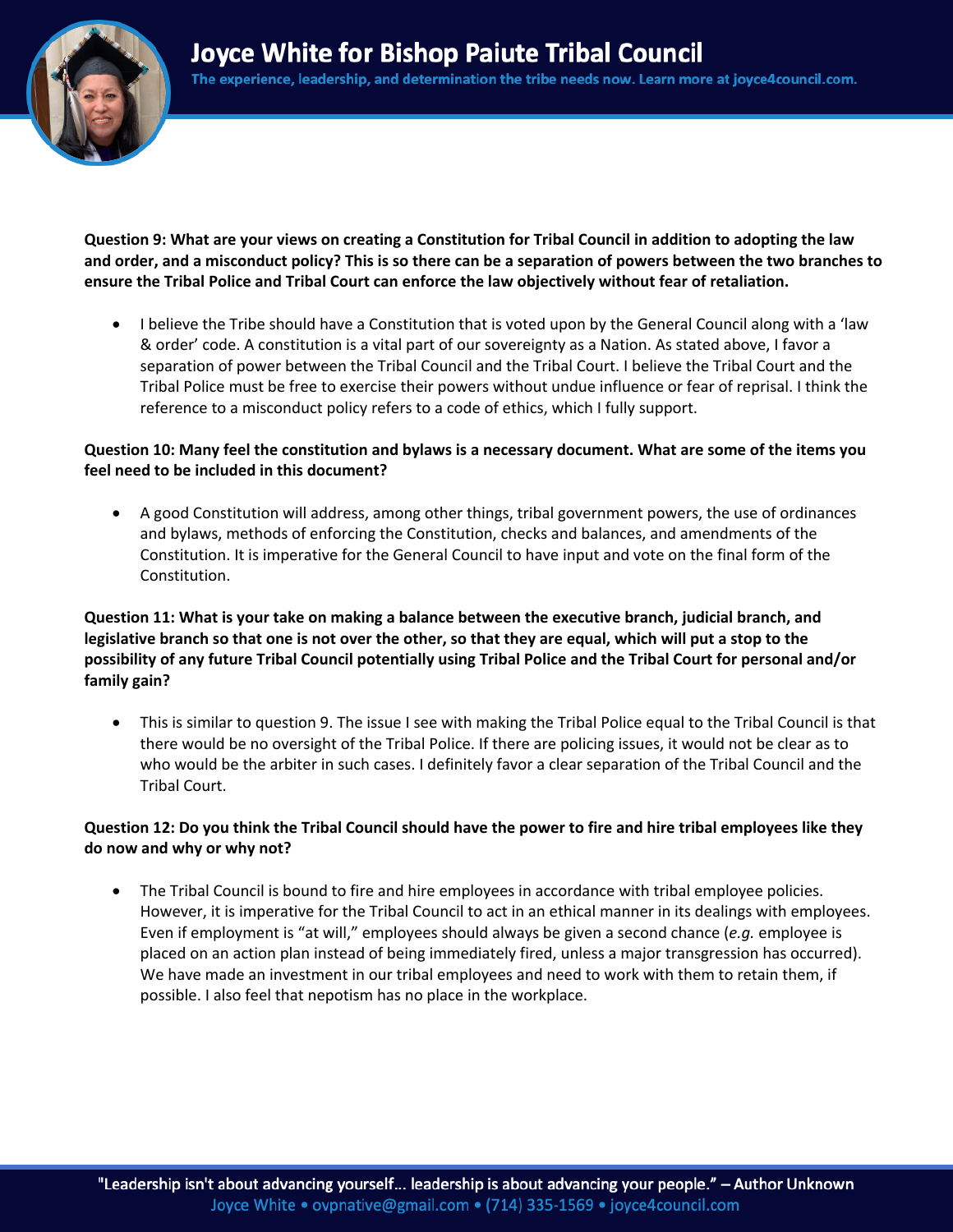**Question 9: What are your views on creating a Constitution for Tribal Council in addition to adopting the law and order, and a misconduct policy? This is so there can be a separation of powers between the two branches to ensure the Tribal Police and Tribal Court can enforce the law objectively without fear of retaliation.**

- I believe the Tribe should have a Constitution that is voted upon by the General Council along with a 'law & order' code. A constitution is a vital part of our sovereignty as a Nation. As stated above, I favor a separation of power between the Tribal Council and the Tribal Court. I believe the Tribal Court and the Tribal Police must be free to exercise their powers without undue influence or fear of reprisal. I think the reference to a misconduct policy refers to a code of ethics, which I fully support.

**Question 10: Many feel the constitution and bylaws is a necessary document. What are some of the items you feel need to be included in this document?**

- A good Constitution will address, among other things, tribal government powers, the use of ordinances and bylaws, methods of enforcing the Constitution, checks and balances, and amendments of the Constitution. It is imperative for the General Council to have input and vote on the final form of the Constitution.

**Question 11: What is your take on making a balance between the executive branch, judicial branch, and legislative branch so that one is not over the other, so that they are equal, which will put a stop to the possibility of any future Tribal Council potentially using Tribal Police and the Tribal Court for personal and/or family gain?**

- This is similar to question 9. The issue I see with making the Tribal Police equal to the Tribal Council is that there would be no oversight of the Tribal Police. If there are policing issues, it would not be clear as to who would be the arbiter in such cases. I definitely favor a clear separation of the Tribal Council and the Tribal Court.

**Question 12: Do you think the Tribal Council should have the power to fire and hire tribal employees like they do now and why or why not?**

- The Tribal Council is bound to fire and hire employees in accordance with tribal employee policies. However, it is imperative for the Tribal Council to act in an ethical manner in its dealings with employees. Even if employment is "at will," employees should always be given a second chance (*e.g.* employee is placed on an action plan instead of being immediately fired, unless a major transgression has occurred). We have made an investment in our tribal employees and need to work with them to retain them, if possible. I also feel that nepotism has no place in the workplace.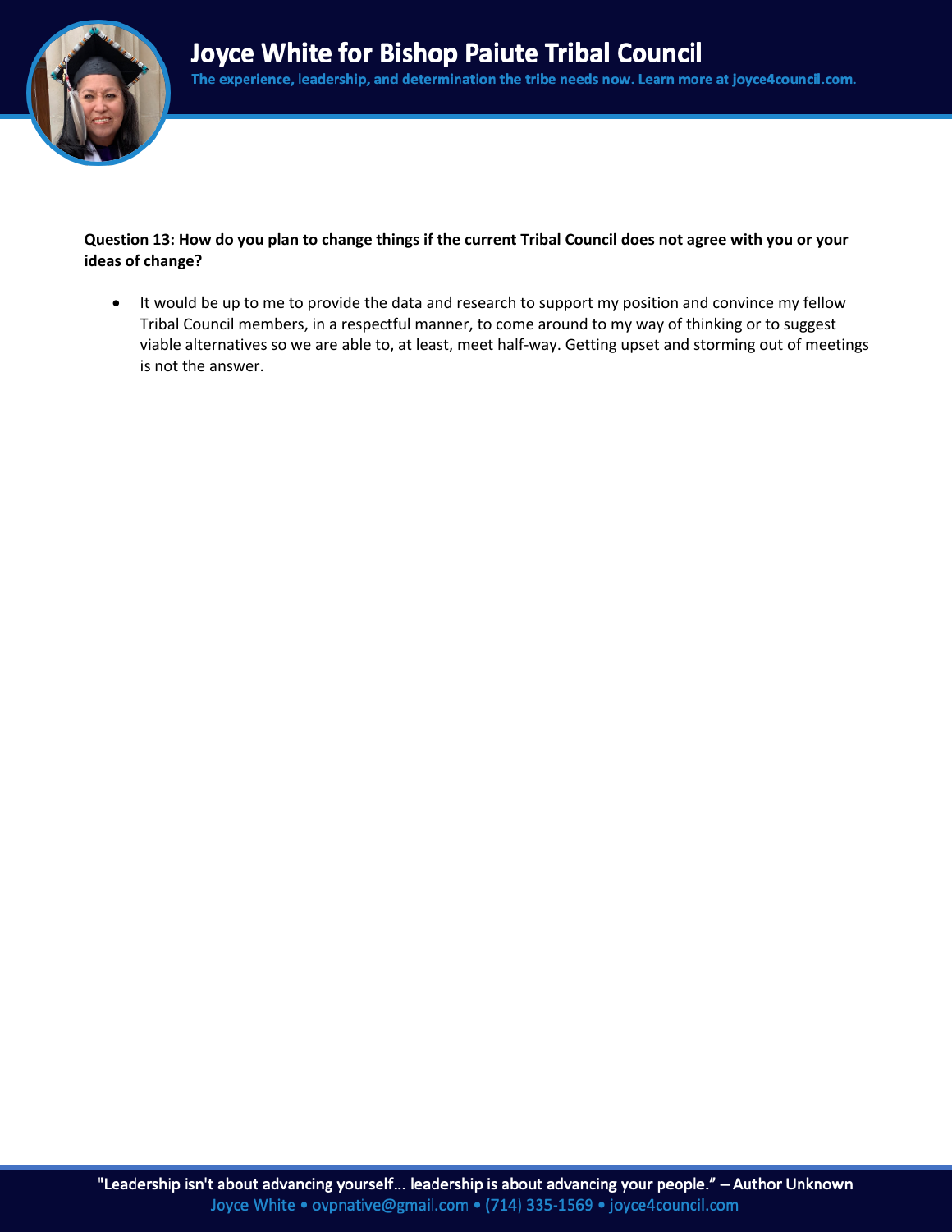**Question 13: How do you plan to change things if the current Tribal Council does not agree with you or your ideas of change?**

- It would be up to me to provide the data and research to support my position and convince my fellow Tribal Council members, in a respectful manner, to come around to my way of thinking or to suggest viable alternatives so we are able to, at least, meet half-way. Getting upset and storming out of meetings is not the answer.